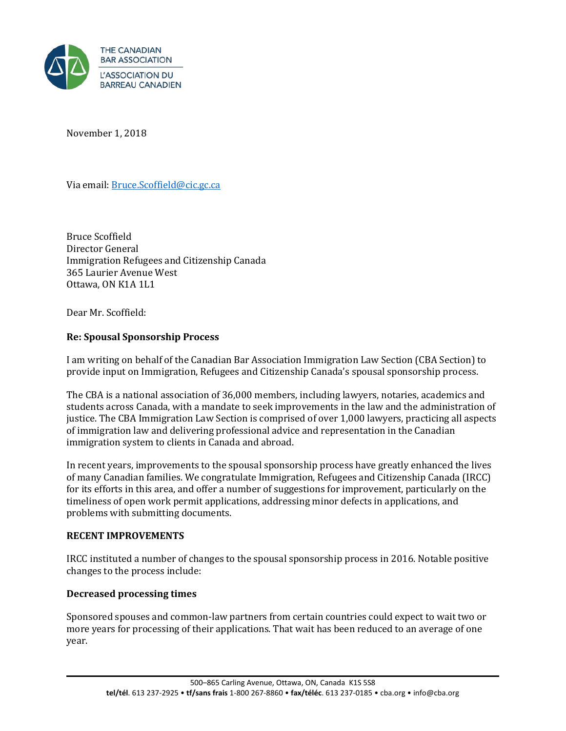THE CANADIAN BAR ASSOCIATION
L'ASSOCIATION DU BARREAU CANADIEN

November 1, 2018

Via email: Bruce.Scoffield@cic.gc.ca

Bruce Scoffield
Director General
Immigration Refugees and Citizenship Canada
365 Laurier Avenue West
Ottawa, ON K1A 1L1

Dear Mr. Scoffield:

**Re: Spousal Sponsorship Process**

I am writing on behalf of the Canadian Bar Association Immigration Law Section (CBA Section) to provide input on Immigration, Refugees and Citizenship Canada's spousal sponsorship process.

The CBA is a national association of 36,000 members, including lawyers, notaries, academics and students across Canada, with a mandate to seek improvements in the law and the administration of justice. The CBA Immigration Law Section is comprised of over 1,000 lawyers, practicing all aspects of immigration law and delivering professional advice and representation in the Canadian immigration system to clients in Canada and abroad.

In recent years, improvements to the spousal sponsorship process have greatly enhanced the lives of many Canadian families. We congratulate Immigration, Refugees and Citizenship Canada (IRCC) for its efforts in this area, and offer a number of suggestions for improvement, particularly on the timeliness of open work permit applications, addressing minor defects in applications, and problems with submitting documents.

## RECENT IMPROVEMENTS

IRCC instituted a number of changes to the spousal sponsorship process in 2016. Notable positive changes to the process include:

### Decreased processing times

Sponsored spouses and common-law partners from certain countries could expect to wait two or more years for processing of their applications. That wait has been reduced to an average of one year.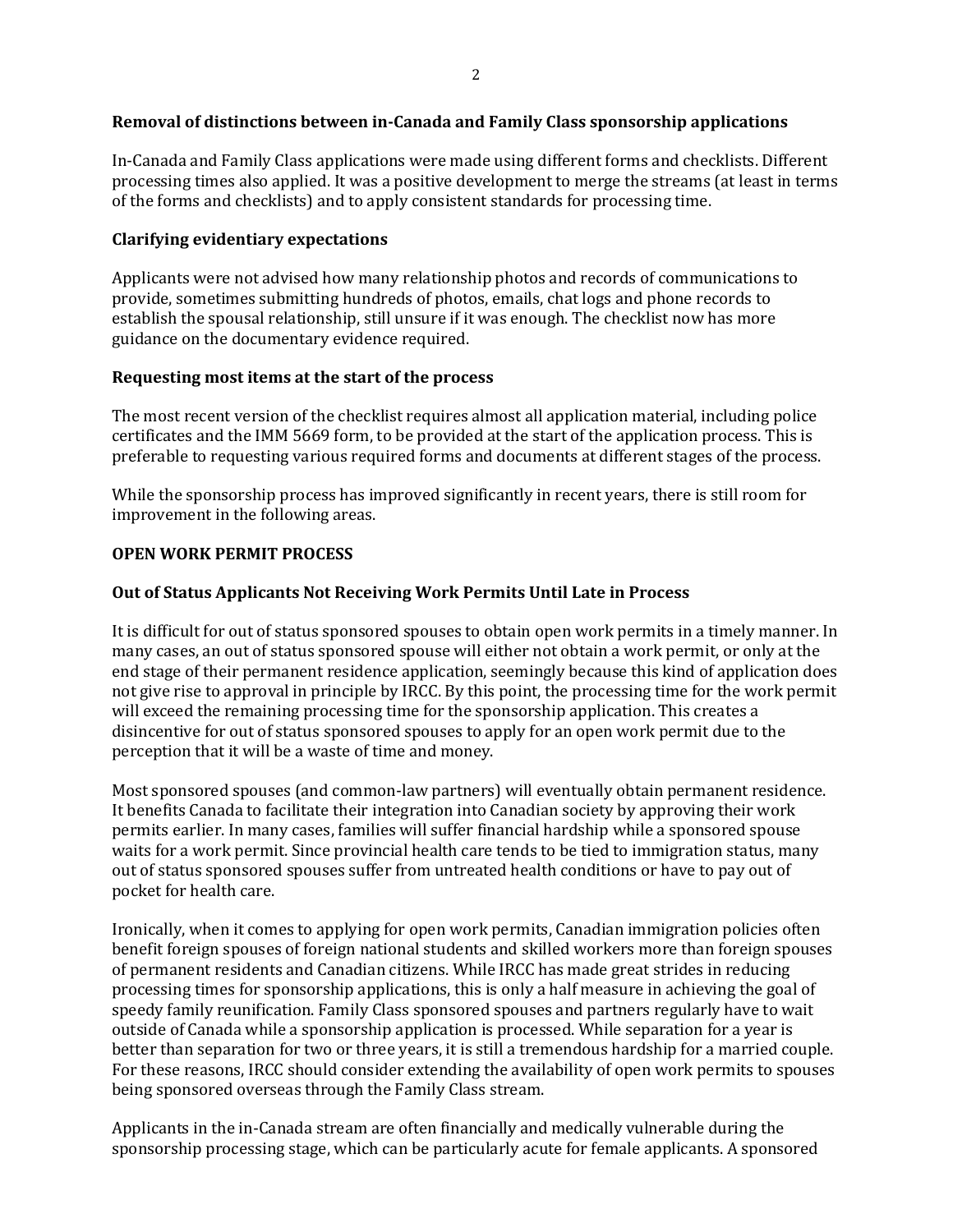**Removal of distinctions between in-Canada and Family Class sponsorship applications**

In-Canada and Family Class applications were made using different forms and checklists. Different processing times also applied. It was a positive development to merge the streams (at least in terms of the forms and checklists) and to apply consistent standards for processing time.

**Clarifying evidentiary expectations**

Applicants were not advised how many relationship photos and records of communications to provide, sometimes submitting hundreds of photos, emails, chat logs and phone records to establish the spousal relationship, still unsure if it was enough. The checklist now has more guidance on the documentary evidence required.

**Requesting most items at the start of the process**

The most recent version of the checklist requires almost all application material, including police certificates and the IMM 5669 form, to be provided at the start of the application process. This is preferable to requesting various required forms and documents at different stages of the process.

While the sponsorship process has improved significantly in recent years, there is still room for improvement in the following areas.

**OPEN WORK PERMIT PROCESS**

**Out of Status Applicants Not Receiving Work Permits Until Late in Process**

It is difficult for out of status sponsored spouses to obtain open work permits in a timely manner. In many cases, an out of status sponsored spouse will either not obtain a work permit, or only at the end stage of their permanent residence application, seemingly because this kind of application does not give rise to approval in principle by IRCC. By this point, the processing time for the work permit will exceed the remaining processing time for the sponsorship application. This creates a disincentive for out of status sponsored spouses to apply for an open work permit due to the perception that it will be a waste of time and money.

Most sponsored spouses (and common-law partners) will eventually obtain permanent residence. It benefits Canada to facilitate their integration into Canadian society by approving their work permits earlier. In many cases, families will suffer financial hardship while a sponsored spouse waits for a work permit. Since provincial health care tends to be tied to immigration status, many out of status sponsored spouses suffer from untreated health conditions or have to pay out of pocket for health care.

Ironically, when it comes to applying for open work permits, Canadian immigration policies often benefit foreign spouses of foreign national students and skilled workers more than foreign spouses of permanent residents and Canadian citizens. While IRCC has made great strides in reducing processing times for sponsorship applications, this is only a half measure in achieving the goal of speedy family reunification. Family Class sponsored spouses and partners regularly have to wait outside of Canada while a sponsorship application is processed. While separation for a year is better than separation for two or three years, it is still a tremendous hardship for a married couple. For these reasons, IRCC should consider extending the availability of open work permits to spouses being sponsored overseas through the Family Class stream.

Applicants in the in-Canada stream are often financially and medically vulnerable during the sponsorship processing stage, which can be particularly acute for female applicants. A sponsored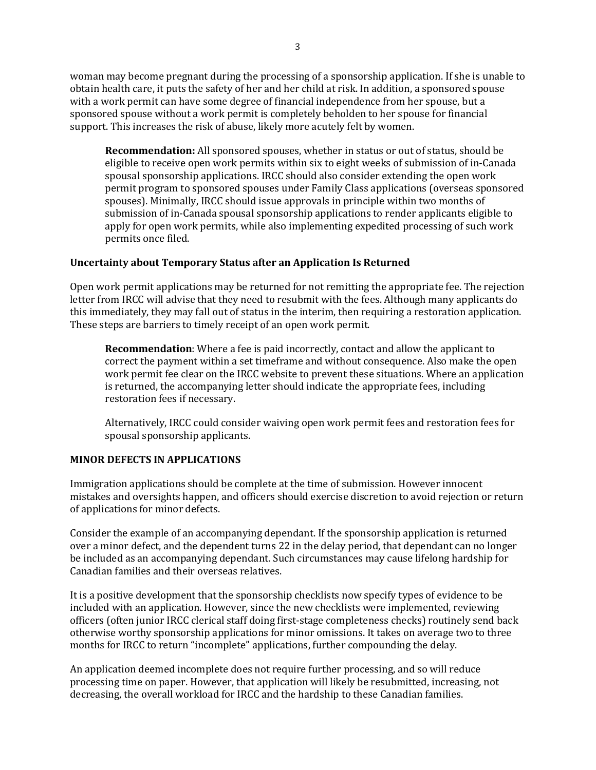woman may become pregnant during the processing of a sponsorship application. If she is unable to obtain health care, it puts the safety of her and her child at risk. In addition, a sponsored spouse with a work permit can have some degree of financial independence from her spouse, but a sponsored spouse without a work permit is completely beholden to her spouse for financial support. This increases the risk of abuse, likely more acutely felt by women.

> **Recommendation:** All sponsored spouses, whether in status or out of status, should be eligible to receive open work permits within six to eight weeks of submission of in-Canada spousal sponsorship applications. IRCC should also consider extending the open work permit program to sponsored spouses under Family Class applications (overseas sponsored spouses). Minimally, IRCC should issue approvals in principle within two months of submission of in-Canada spousal sponsorship applications to render applicants eligible to apply for open work permits, while also implementing expedited processing of such work permits once filed.

### Uncertainty about Temporary Status after an Application Is Returned

Open work permit applications may be returned for not remitting the appropriate fee. The rejection letter from IRCC will advise that they need to resubmit with the fees. Although many applicants do this immediately, they may fall out of status in the interim, then requiring a restoration application. These steps are barriers to timely receipt of an open work permit.

> **Recommendation**: Where a fee is paid incorrectly, contact and allow the applicant to correct the payment within a set timeframe and without consequence. Also make the open work permit fee clear on the IRCC website to prevent these situations. Where an application is returned, the accompanying letter should indicate the appropriate fees, including restoration fees if necessary.
>
> Alternatively, IRCC could consider waiving open work permit fees and restoration fees for spousal sponsorship applicants.

## MINOR DEFECTS IN APPLICATIONS

Immigration applications should be complete at the time of submission. However innocent mistakes and oversights happen, and officers should exercise discretion to avoid rejection or return of applications for minor defects.

Consider the example of an accompanying dependant. If the sponsorship application is returned over a minor defect, and the dependent turns 22 in the delay period, that dependant can no longer be included as an accompanying dependant. Such circumstances may cause lifelong hardship for Canadian families and their overseas relatives.

It is a positive development that the sponsorship checklists now specify types of evidence to be included with an application. However, since the new checklists were implemented, reviewing officers (often junior IRCC clerical staff doing first-stage completeness checks) routinely send back otherwise worthy sponsorship applications for minor omissions. It takes on average two to three months for IRCC to return "incomplete" applications, further compounding the delay.

An application deemed incomplete does not require further processing, and so will reduce processing time on paper. However, that application will likely be resubmitted, increasing, not decreasing, the overall workload for IRCC and the hardship to these Canadian families.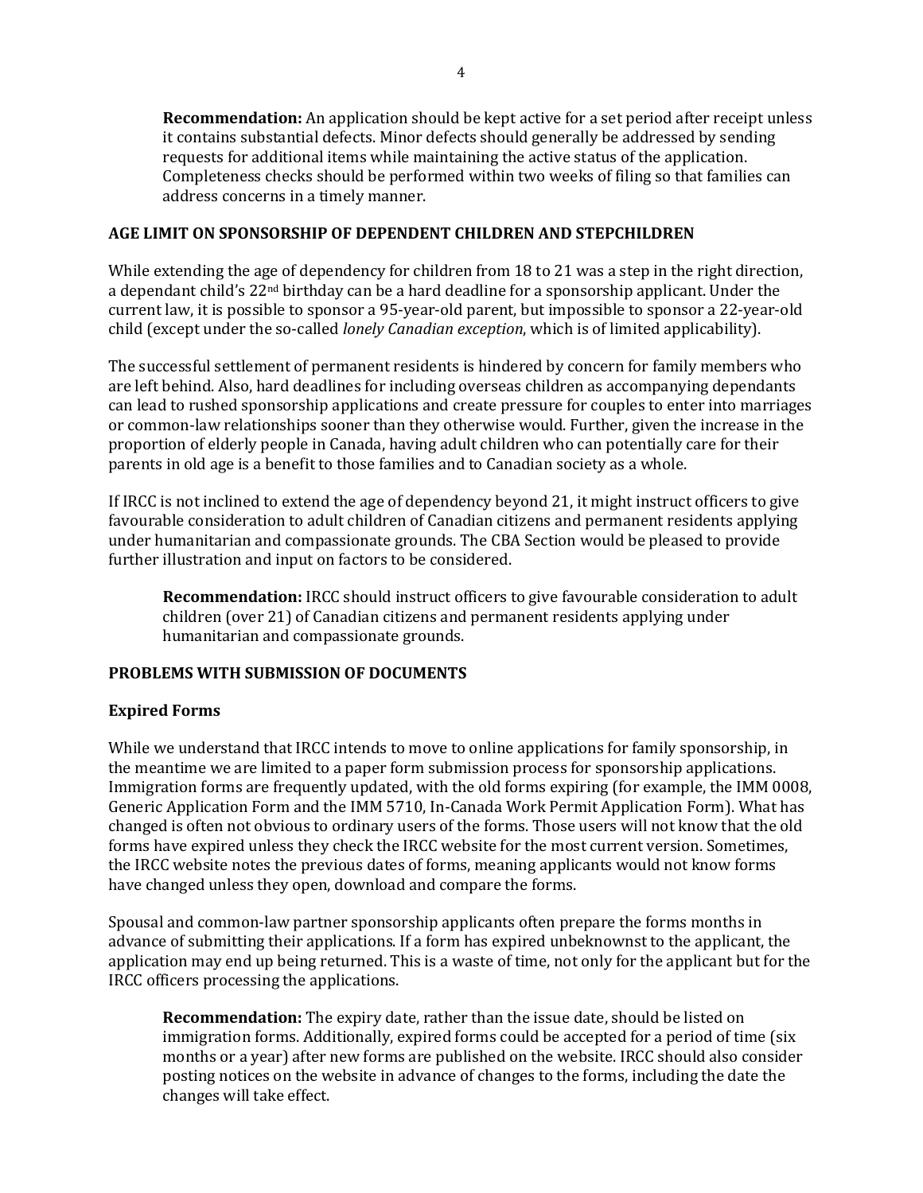**Recommendation:** An application should be kept active for a set period after receipt unless it contains substantial defects. Minor defects should generally be addressed by sending requests for additional items while maintaining the active status of the application. Completeness checks should be performed within two weeks of filing so that families can address concerns in a timely manner.

## AGE LIMIT ON SPONSORSHIP OF DEPENDENT CHILDREN AND STEPCHILDREN

While extending the age of dependency for children from 18 to 21 was a step in the right direction, a dependant child's 22nd birthday can be a hard deadline for a sponsorship applicant. Under the current law, it is possible to sponsor a 95-year-old parent, but impossible to sponsor a 22-year-old child (except under the so-called *lonely Canadian exception*, which is of limited applicability).

The successful settlement of permanent residents is hindered by concern for family members who are left behind. Also, hard deadlines for including overseas children as accompanying dependants can lead to rushed sponsorship applications and create pressure for couples to enter into marriages or common-law relationships sooner than they otherwise would. Further, given the increase in the proportion of elderly people in Canada, having adult children who can potentially care for their parents in old age is a benefit to those families and to Canadian society as a whole.

If IRCC is not inclined to extend the age of dependency beyond 21, it might instruct officers to give favourable consideration to adult children of Canadian citizens and permanent residents applying under humanitarian and compassionate grounds. The CBA Section would be pleased to provide further illustration and input on factors to be considered.

**Recommendation:** IRCC should instruct officers to give favourable consideration to adult children (over 21) of Canadian citizens and permanent residents applying under humanitarian and compassionate grounds.

## PROBLEMS WITH SUBMISSION OF DOCUMENTS

### Expired Forms

While we understand that IRCC intends to move to online applications for family sponsorship, in the meantime we are limited to a paper form submission process for sponsorship applications. Immigration forms are frequently updated, with the old forms expiring (for example, the IMM 0008, Generic Application Form and the IMM 5710, In-Canada Work Permit Application Form). What has changed is often not obvious to ordinary users of the forms. Those users will not know that the old forms have expired unless they check the IRCC website for the most current version. Sometimes, the IRCC website notes the previous dates of forms, meaning applicants would not know forms have changed unless they open, download and compare the forms.

Spousal and common-law partner sponsorship applicants often prepare the forms months in advance of submitting their applications. If a form has expired unbeknownst to the applicant, the application may end up being returned. This is a waste of time, not only for the applicant but for the IRCC officers processing the applications.

**Recommendation:** The expiry date, rather than the issue date, should be listed on immigration forms. Additionally, expired forms could be accepted for a period of time (six months or a year) after new forms are published on the website. IRCC should also consider posting notices on the website in advance of changes to the forms, including the date the changes will take effect.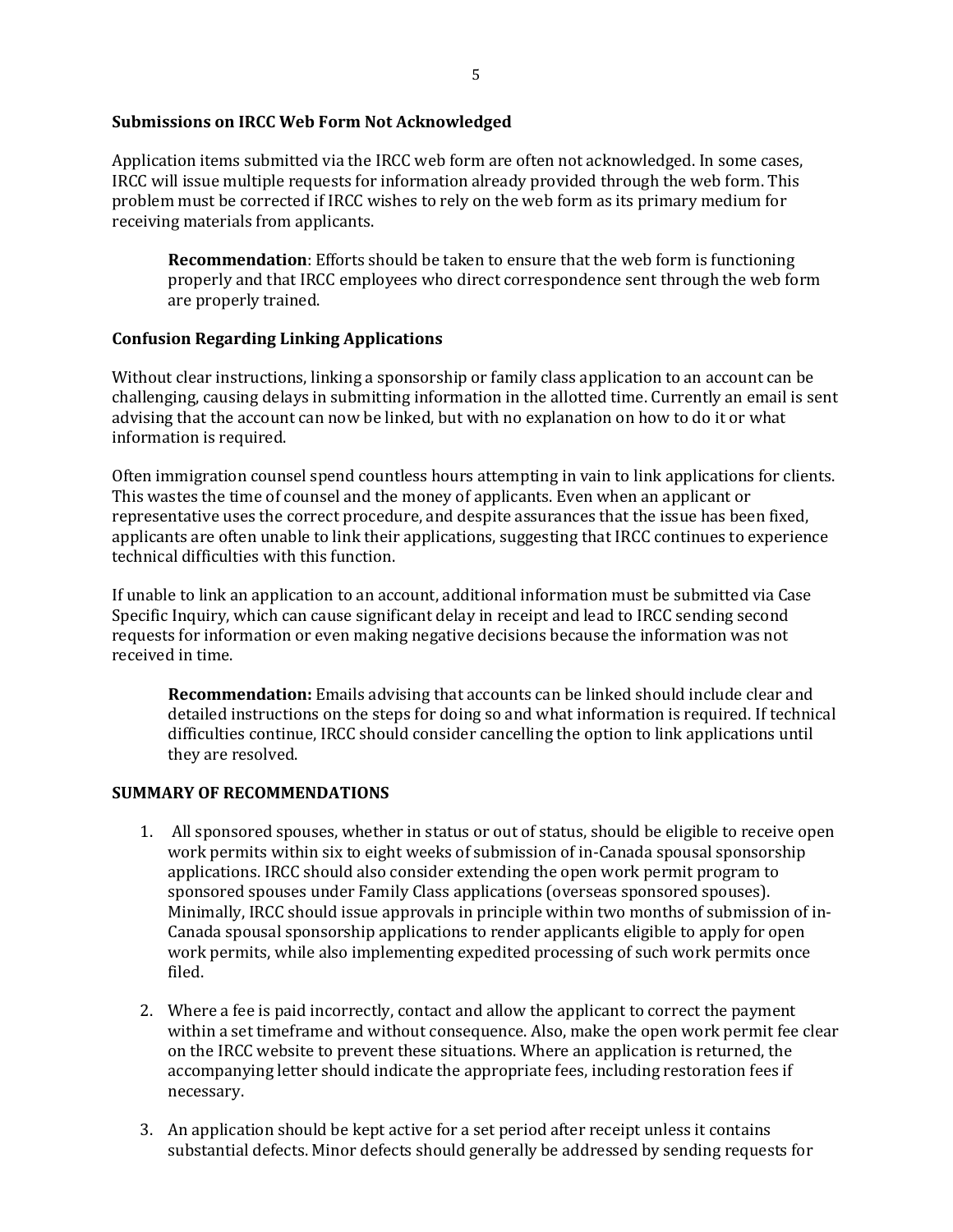### Submissions on IRCC Web Form Not Acknowledged

Application items submitted via the IRCC web form are often not acknowledged. In some cases, IRCC will issue multiple requests for information already provided through the web form. This problem must be corrected if IRCC wishes to rely on the web form as its primary medium for receiving materials from applicants.

> **Recommendation**: Efforts should be taken to ensure that the web form is functioning properly and that IRCC employees who direct correspondence sent through the web form are properly trained.

### Confusion Regarding Linking Applications

Without clear instructions, linking a sponsorship or family class application to an account can be challenging, causing delays in submitting information in the allotted time. Currently an email is sent advising that the account can now be linked, but with no explanation on how to do it or what information is required.

Often immigration counsel spend countless hours attempting in vain to link applications for clients. This wastes the time of counsel and the money of applicants. Even when an applicant or representative uses the correct procedure, and despite assurances that the issue has been fixed, applicants are often unable to link their applications, suggesting that IRCC continues to experience technical difficulties with this function.

If unable to link an application to an account, additional information must be submitted via Case Specific Inquiry, which can cause significant delay in receipt and lead to IRCC sending second requests for information or even making negative decisions because the information was not received in time.

> **Recommendation:** Emails advising that accounts can be linked should include clear and detailed instructions on the steps for doing so and what information is required. If technical difficulties continue, IRCC should consider cancelling the option to link applications until they are resolved.

## SUMMARY OF RECOMMENDATIONS

1. All sponsored spouses, whether in status or out of status, should be eligible to receive open work permits within six to eight weeks of submission of in-Canada spousal sponsorship applications. IRCC should also consider extending the open work permit program to sponsored spouses under Family Class applications (overseas sponsored spouses). Minimally, IRCC should issue approvals in principle within two months of submission of in-Canada spousal sponsorship applications to render applicants eligible to apply for open work permits, while also implementing expedited processing of such work permits once filed.

2. Where a fee is paid incorrectly, contact and allow the applicant to correct the payment within a set timeframe and without consequence. Also, make the open work permit fee clear on the IRCC website to prevent these situations. Where an application is returned, the accompanying letter should indicate the appropriate fees, including restoration fees if necessary.

3. An application should be kept active for a set period after receipt unless it contains substantial defects. Minor defects should generally be addressed by sending requests for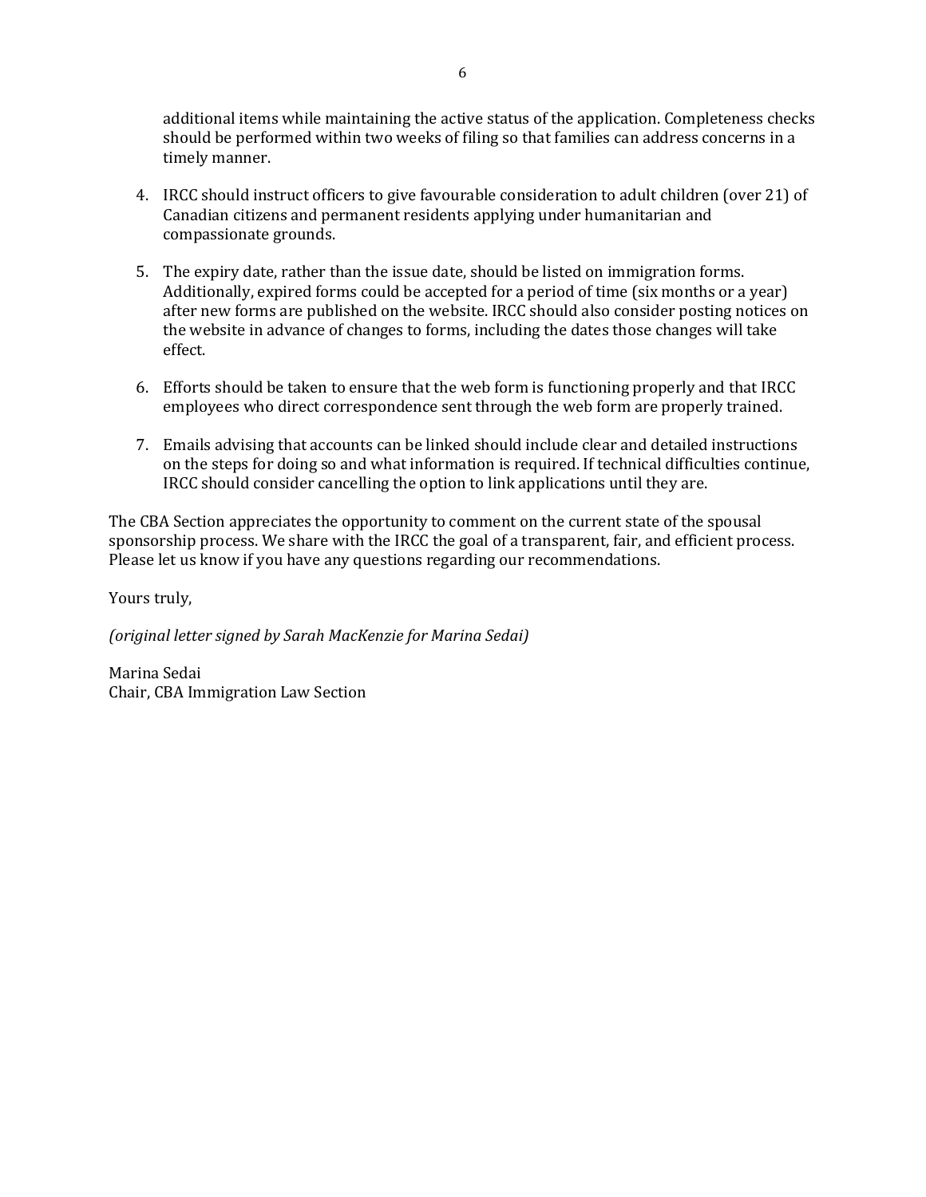additional items while maintaining the active status of the application. Completeness checks should be performed within two weeks of filing so that families can address concerns in a timely manner.

4. IRCC should instruct officers to give favourable consideration to adult children (over 21) of Canadian citizens and permanent residents applying under humanitarian and compassionate grounds.

5. The expiry date, rather than the issue date, should be listed on immigration forms. Additionally, expired forms could be accepted for a period of time (six months or a year) after new forms are published on the website. IRCC should also consider posting notices on the website in advance of changes to forms, including the dates those changes will take effect.

6. Efforts should be taken to ensure that the web form is functioning properly and that IRCC employees who direct correspondence sent through the web form are properly trained.

7. Emails advising that accounts can be linked should include clear and detailed instructions on the steps for doing so and what information is required. If technical difficulties continue, IRCC should consider cancelling the option to link applications until they are.

The CBA Section appreciates the opportunity to comment on the current state of the spousal sponsorship process. We share with the IRCC the goal of a transparent, fair, and efficient process. Please let us know if you have any questions regarding our recommendations.

Yours truly,

*(original letter signed by Sarah MacKenzie for Marina Sedai)*

Marina Sedai
Chair, CBA Immigration Law Section